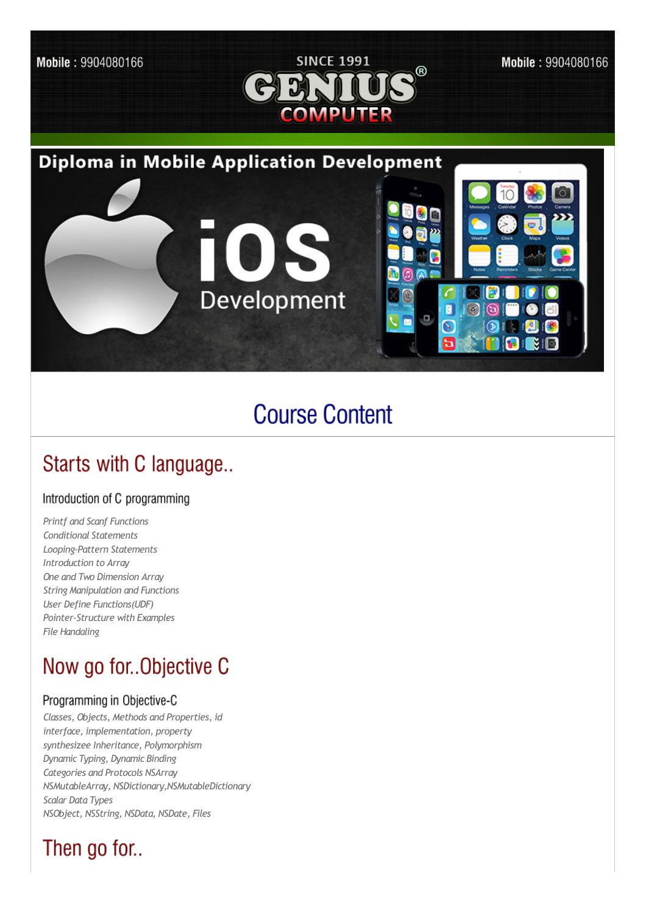Mobile : 9904080166

SINCE 1991

# GENIUS® COMPUTER

Mobile : 9904080166

**Diploma in Mobile Application Development**

iOS Development

# Course Content

## Starts with C language..

### Introduction of C programming

*Printf and Scanf Functions*
*Conditional Statements*
*Looping-Pattern Statements*
*Introduction to Array*
*One and Two Dimension Array*
*String Manipulation and Functions*
*User Define Functions(UDF)*
*Pointer-Structure with Examples*
*File Handaling*

## Now go for..Objective C

### Programming in Objective-C

*Classes, Objects, Methods and Properties, id*
*interface, implementation, property*
*synthesizee Inheritance, Polymorphism*
*Dynamic Typing, Dynamic Binding*
*Categories and Protocols NSArray*
*NSMutableArray, NSDictionary,NSMutableDictionary*
*Scalar Data Types*
*NSObject, NSString, NSData, NSDate, Files*

## Then go for..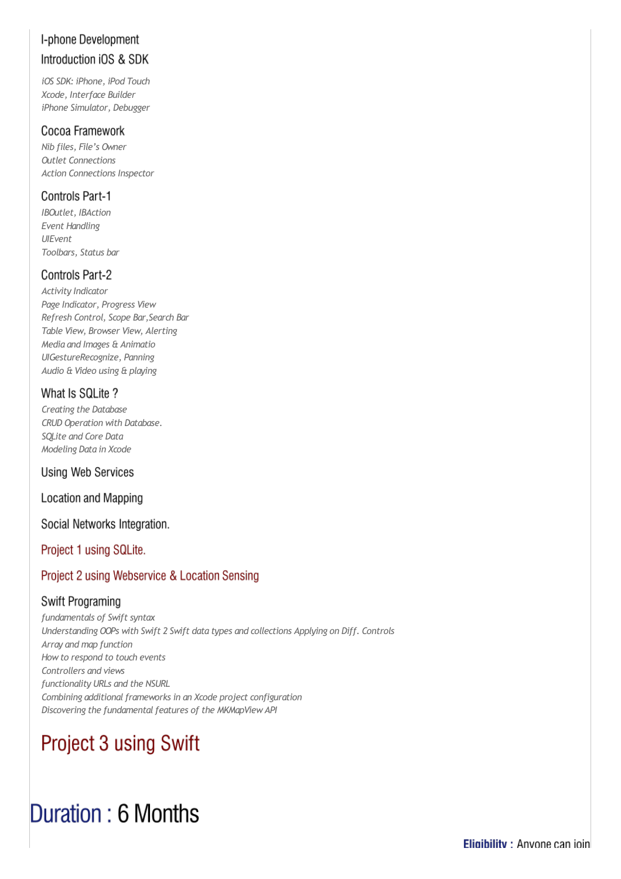### I-phone Development

### Introduction iOS & SDK

*iOS SDK: iPhone, iPod Touch*
*Xcode, Interface Builder*
*iPhone Simulator, Debugger*

### Cocoa Framework

*Nib files, File's Owner*
*Outlet Connections*
*Action Connections Inspector*

### Controls Part-1

*IBOutlet, IBAction*
*Event Handling*
*UIEvent*
*Toolbars, Status bar*

### Controls Part-2

*Activity Indicator*
*Page Indicator, Progress View*
*Refresh Control, Scope Bar,Search Bar*
*Table View, Browser View, Alerting*
*Media and Images & Animatio*
*UIGestureRecognize, Panning*
*Audio & Video using & playing*

### What Is SQLite ?

*Creating the Database*
*CRUD Operation with Database.*
*SQLite and Core Data*
*Modeling Data in Xcode*

### Using Web Services

### Location and Mapping

### Social Networks Integration.

### Project 1 using SQLite.

### Project 2 using Webservice & Location Sensing

### Swift Programing

*fundamentals of Swift syntax*
*Understanding OOPs with Swift 2 Swift data types and collections Applying on Diff. Controls*
*Array and map function*
*How to respond to touch events*
*Controllers and views*
*functionality URLs and the NSURL*
*Combining additional frameworks in an Xcode project configuration*
*Discovering the fundamental features of the MKMapView API*

## Project 3 using Swift

## Duration : 6 Months

**Eligibility :** Anyone can join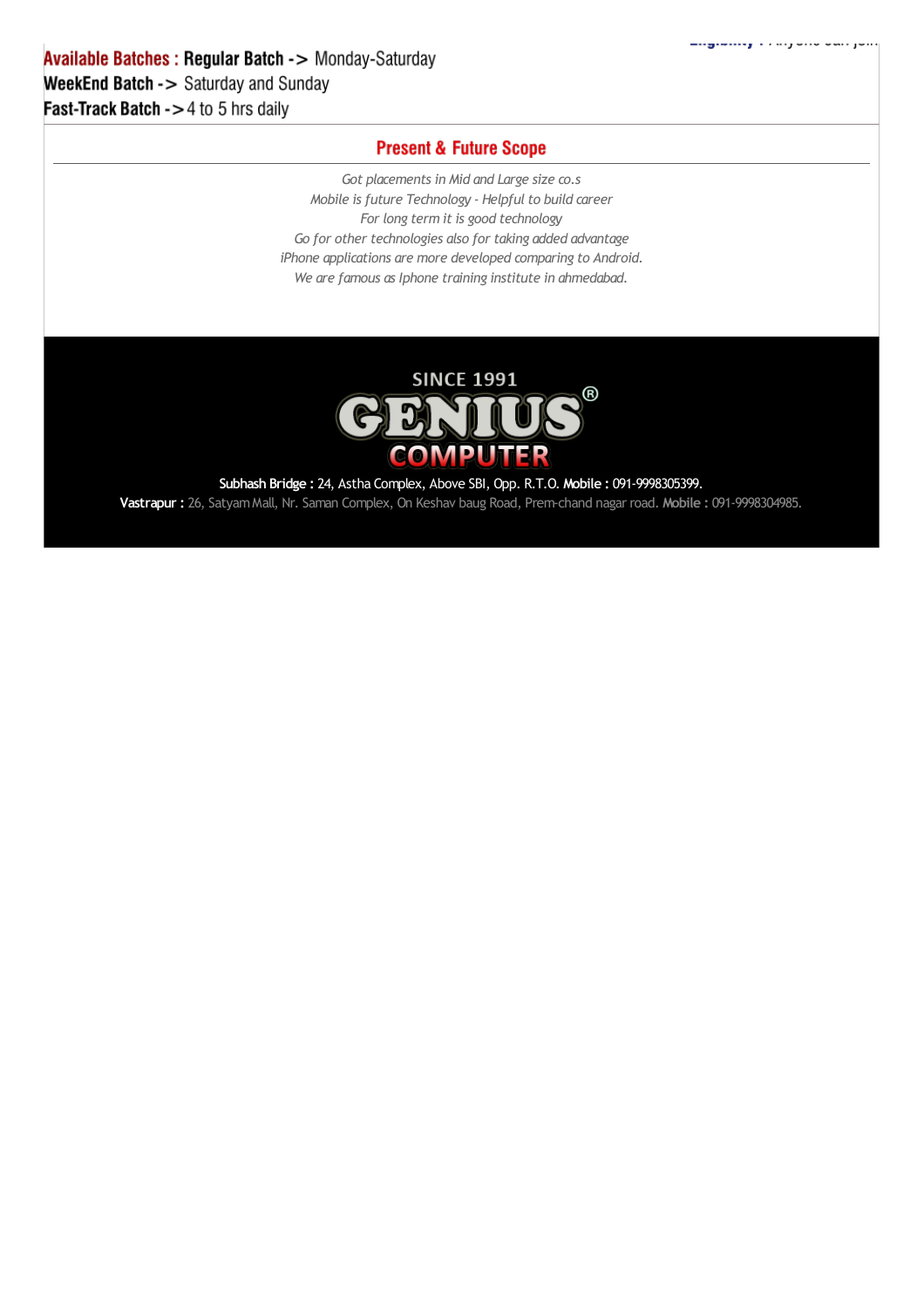**Available Batches :** **Regular Batch ->** Monday-Saturday
**WeekEnd Batch ->** Saturday and Sunday
**Fast-Track Batch ->** 4 to 5 hrs daily

## Present & Future Scope

*Got placements in Mid and Large size co.s*
*Mobile is future Technology - Helpful to build career*
*For long term it is good technology*
*Go for other technologies also for taking added advantage*
*iPhone applications are more developed comparing to Android.*
*We are famous as Iphone training institute in ahmedabad.*

SINCE 1991
GENIUS®
COMPUTER

**Subhash Bridge :** 24, Astha Complex, Above SBI, Opp. R.T.O. **Mobile :** 091-9998305399.
**Vastrapur :** 26, Satyam Mall, Nr. Saman Complex, On Keshav baug Road, Prem-chand nagar road. **Mobile :** 091-9998304985.